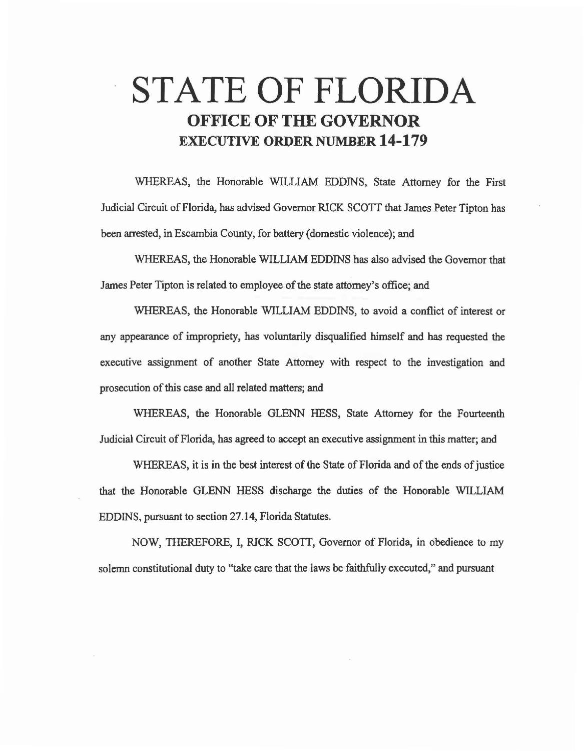# STATE OF FLORIDA

## OFFICE OF THE GOVERNOR

## EXECUTIVE ORDER NUMBER 14-179

WHEREAS, the Honorable WILLIAM EDDINS, State Attorney for the First Judicial Circuit of Florida, has advised Governor RICK SCOTT that James Peter Tipton has been arrested, in Escambia County, for battery (domestic violence); and

WHEREAS, the Honorable WILLIAM EDDINS has also advised the Governor that James Peter Tipton is related to employee of the state attorney's office; and

WHEREAS, the Honorable WILLIAM EDDINS, to avoid a conflict of interest or any appearance of impropriety, has voluntarily disqualified himself and has requested the executive assignment of another State Attorney with respect to the investigation and prosecution of this case and all related matters; and

WHEREAS, the Honorable GLENN HESS, State Attorney for the Fourteenth Judicial Circuit of Florida, has agreed to accept an executive assignment in this matter; and

WHEREAS, it is in the best interest of the State of Florida and of the ends of justice that the Honorable GLENN HESS discharge the duties of the Honorable WILLIAM EDDINS, pursuant to section 27.14, Florida Statutes.

NOW, THEREFORE, I, RICK SCOTT, Governor of Florida, in obedience to my solemn constitutional duty to "take care that the laws be faithfully executed," and pursuant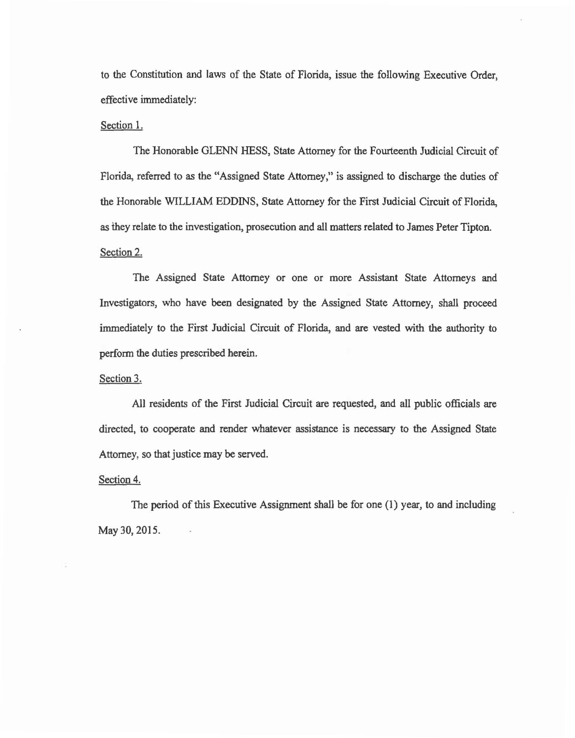to the Constitution and laws of the State of Florida, issue the following Executive Order, effective immediately:

Section 1.

The Honorable GLENN HESS, State Attorney for the Fourteenth Judicial Circuit of Florida, referred to as the "Assigned State Attorney," is assigned to discharge the duties of the Honorable WILLIAM EDDINS, State Attorney for the First Judicial Circuit of Florida, as they relate to the investigation, prosecution and all matters related to James Peter Tipton.

Section 2.

The Assigned State Attorney or one or more Assistant State Attorneys and Investigators, who have been designated by the Assigned State Attorney, shall proceed immediately to the First Judicial Circuit of Florida, and are vested with the authority to perform the duties prescribed herein.

Section 3.

All residents of the First Judicial Circuit are requested, and all public officials are directed, to cooperate and render whatever assistance is necessary to the Assigned State Attorney, so that justice may be served.

Section 4.

The period of this Executive Assignment shall be for one (1) year, to and including May 30, 2015.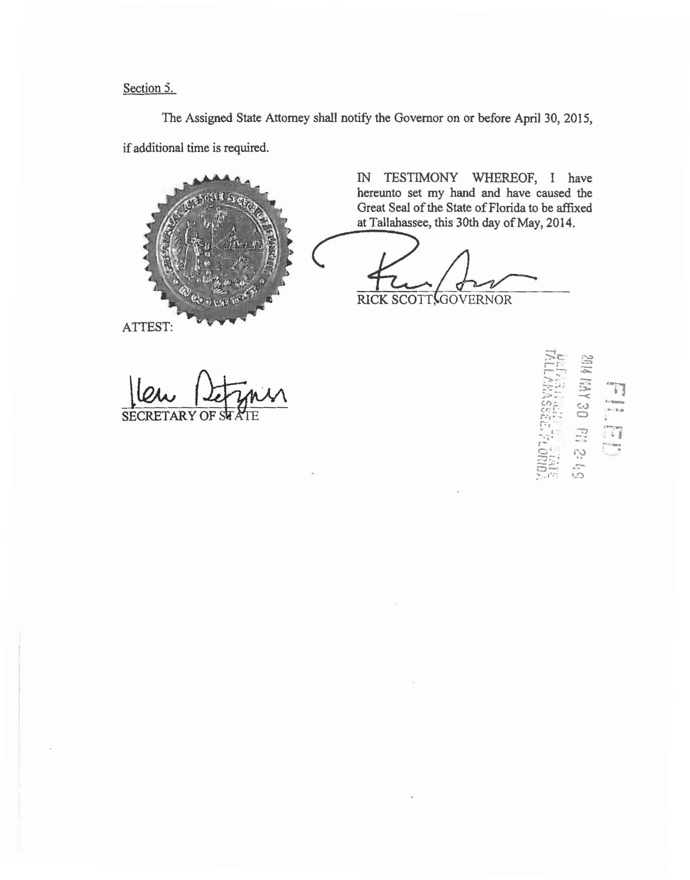Section 5.

The Assigned State Attorney shall notify the Governor on or before April 30, 2015, if additional time is required.

IN TESTIMONY WHEREOF, I have hereunto set my hand and have caused the Great Seal of the State of Florida to be affixed at Tallahassee, this 30th day of May, 2014.

RICK SCOTT, GOVERNOR

ATTEST:

SECRETARY OF STATE

FILED

2014 MAY 30 PM 2:49

DEPARTMENT OF STATE
TALLAHASSEE, FLORIDA